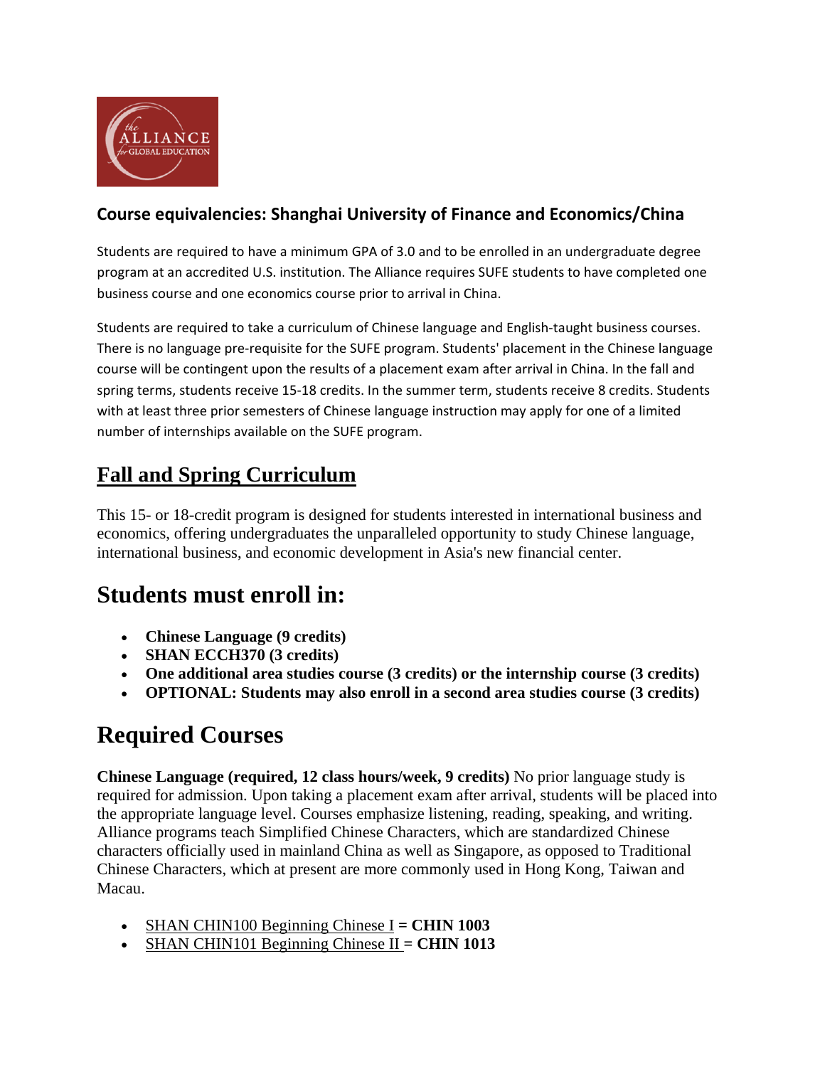## Course equivalencies: Shanghai University of Finance and Economics/China

Students are required to have a minimum GPA of 3.0 and to be enrolled in an undergraduate degree program at an accredited U.S. institution. The Alliance requires SUFE students to have completed one business course and one economics course prior to arrival in China.

Students are required to take a curriculum of Chinese language and English-taught business courses. There is no language pre-requisite for the SUFE program. Students' placement in the Chinese language course will be contingent upon the results of a placement exam after arrival in China. In the fall and spring terms, students receive 15-18 credits. In the summer term, students receive 8 credits. Students with at least three prior semesters of Chinese language instruction may apply for one of a limited number of internships available on the SUFE program.

## Fall and Spring Curriculum

This 15- or 18-credit program is designed for students interested in international business and economics, offering undergraduates the unparalleled opportunity to study Chinese language, international business, and economic development in Asia's new financial center.

# Students must enroll in:

- **Chinese Language (9 credits)**
- **SHAN ECCH370 (3 credits)**
- **One additional area studies course (3 credits) or the internship course (3 credits)**
- **OPTIONAL: Students may also enroll in a second area studies course (3 credits)**

# Required Courses

**Chinese Language (required, 12 class hours/week, 9 credits)** No prior language study is required for admission. Upon taking a placement exam after arrival, students will be placed into the appropriate language level. Courses emphasize listening, reading, speaking, and writing. Alliance programs teach Simplified Chinese Characters, which are standardized Chinese characters officially used in mainland China as well as Singapore, as opposed to Traditional Chinese Characters, which at present are more commonly used in Hong Kong, Taiwan and Macau.

- SHAN CHIN100 Beginning Chinese I **= CHIN 1003**
- SHAN CHIN101 Beginning Chinese II **= CHIN 1013**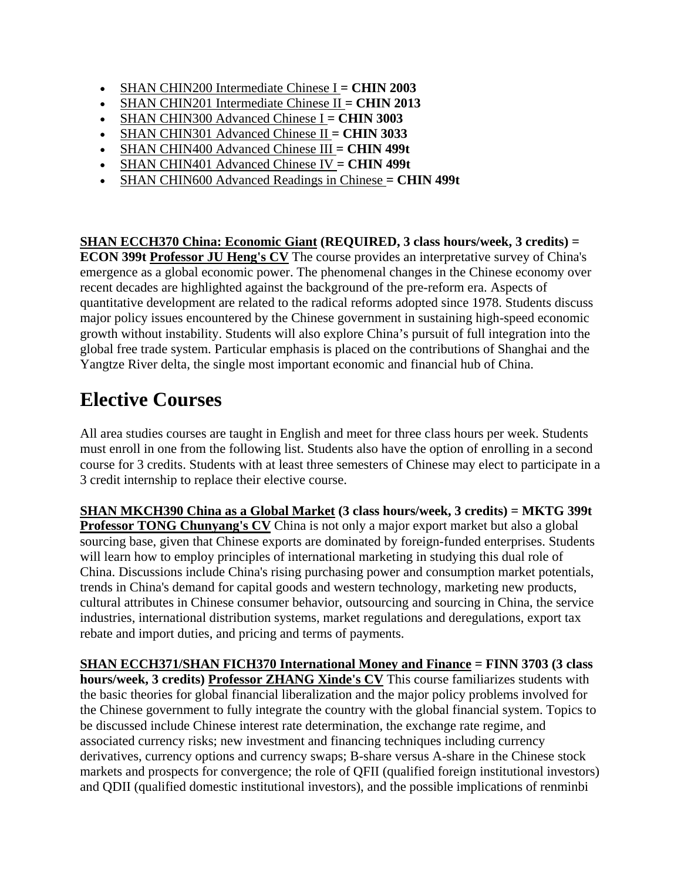- SHAN CHIN200 Intermediate Chinese I **= CHIN 2003**
- SHAN CHIN201 Intermediate Chinese II **= CHIN 2013**
- SHAN CHIN300 Advanced Chinese I **= CHIN 3003**
- SHAN CHIN301 Advanced Chinese II **= CHIN 3033**
- SHAN CHIN400 Advanced Chinese III **= CHIN 499t**
- SHAN CHIN401 Advanced Chinese IV **= CHIN 499t**
- SHAN CHIN600 Advanced Readings in Chinese **= CHIN 499t**

**SHAN ECCH370 China: Economic Giant (REQUIRED, 3 class hours/week, 3 credits) = ECON 399t Professor JU Heng's CV** The course provides an interpretative survey of China's emergence as a global economic power. The phenomenal changes in the Chinese economy over recent decades are highlighted against the background of the pre-reform era. Aspects of quantitative development are related to the radical reforms adopted since 1978. Students discuss major policy issues encountered by the Chinese government in sustaining high-speed economic growth without instability. Students will also explore China's pursuit of full integration into the global free trade system. Particular emphasis is placed on the contributions of Shanghai and the Yangtze River delta, the single most important economic and financial hub of China.

# Elective Courses

All area studies courses are taught in English and meet for three class hours per week. Students must enroll in one from the following list. Students also have the option of enrolling in a second course for 3 credits. Students with at least three semesters of Chinese may elect to participate in a 3 credit internship to replace their elective course.

**SHAN MKCH390 China as a Global Market (3 class hours/week, 3 credits) = MKTG 399t Professor TONG Chunyang's CV** China is not only a major export market but also a global sourcing base, given that Chinese exports are dominated by foreign-funded enterprises. Students will learn how to employ principles of international marketing in studying this dual role of China. Discussions include China's rising purchasing power and consumption market potentials, trends in China's demand for capital goods and western technology, marketing new products, cultural attributes in Chinese consumer behavior, outsourcing and sourcing in China, the service industries, international distribution systems, market regulations and deregulations, export tax rebate and import duties, and pricing and terms of payments.

**SHAN ECCH371/SHAN FICH370 International Money and Finance = FINN 3703 (3 class hours/week, 3 credits) Professor ZHANG Xinde's CV** This course familiarizes students with the basic theories for global financial liberalization and the major policy problems involved for the Chinese government to fully integrate the country with the global financial system. Topics to be discussed include Chinese interest rate determination, the exchange rate regime, and associated currency risks; new investment and financing techniques including currency derivatives, currency options and currency swaps; B-share versus A-share in the Chinese stock markets and prospects for convergence; the role of QFII (qualified foreign institutional investors) and QDII (qualified domestic institutional investors), and the possible implications of renminbi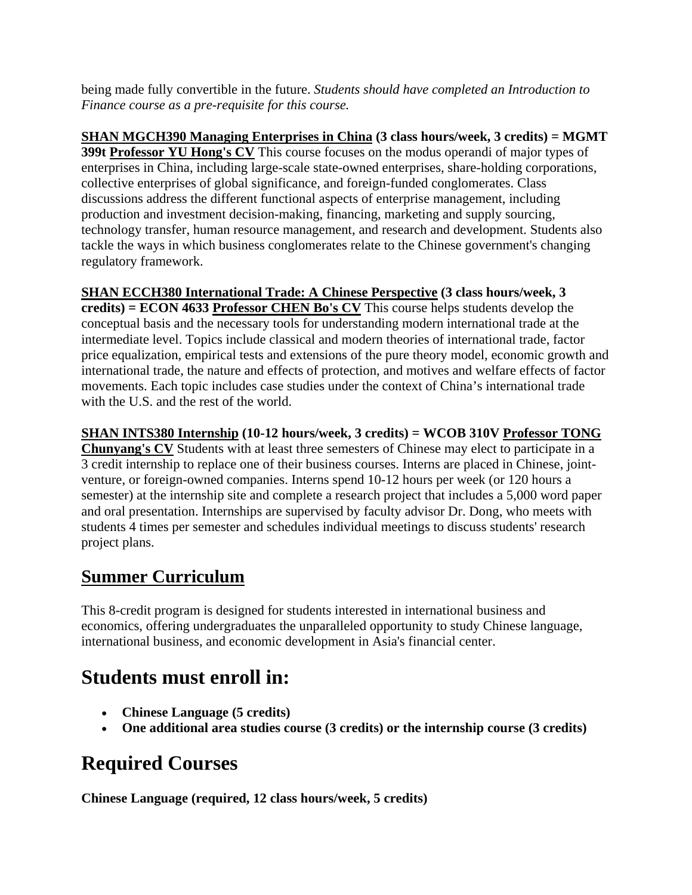being made fully convertible in the future. *Students should have completed an Introduction to Finance course as a pre-requisite for this course.*

**SHAN MGCH390 Managing Enterprises in China (3 class hours/week, 3 credits) = MGMT 399t Professor YU Hong's CV** This course focuses on the modus operandi of major types of enterprises in China, including large-scale state-owned enterprises, share-holding corporations, collective enterprises of global significance, and foreign-funded conglomerates. Class discussions address the different functional aspects of enterprise management, including production and investment decision-making, financing, marketing and supply sourcing, technology transfer, human resource management, and research and development. Students also tackle the ways in which business conglomerates relate to the Chinese government's changing regulatory framework.

**SHAN ECCH380 International Trade: A Chinese Perspective (3 class hours/week, 3 credits) = ECON 4633 Professor CHEN Bo's CV** This course helps students develop the conceptual basis and the necessary tools for understanding modern international trade at the intermediate level. Topics include classical and modern theories of international trade, factor price equalization, empirical tests and extensions of the pure theory model, economic growth and international trade, the nature and effects of protection, and motives and welfare effects of factor movements. Each topic includes case studies under the context of China's international trade with the U.S. and the rest of the world.

**SHAN INTS380 Internship (10-12 hours/week, 3 credits) = WCOB 310V Professor TONG Chunyang's CV** Students with at least three semesters of Chinese may elect to participate in a 3 credit internship to replace one of their business courses. Interns are placed in Chinese, joint-venture, or foreign-owned companies. Interns spend 10-12 hours per week (or 120 hours a semester) at the internship site and complete a research project that includes a 5,000 word paper and oral presentation. Internships are supervised by faculty advisor Dr. Dong, who meets with students 4 times per semester and schedules individual meetings to discuss students' research project plans.

## Summer Curriculum

This 8-credit program is designed for students interested in international business and economics, offering undergraduates the unparalleled opportunity to study Chinese language, international business, and economic development in Asia's financial center.

# Students must enroll in:

- **Chinese Language (5 credits)**
- **One additional area studies course (3 credits) or the internship course (3 credits)**

# Required Courses

**Chinese Language (required, 12 class hours/week, 5 credits)**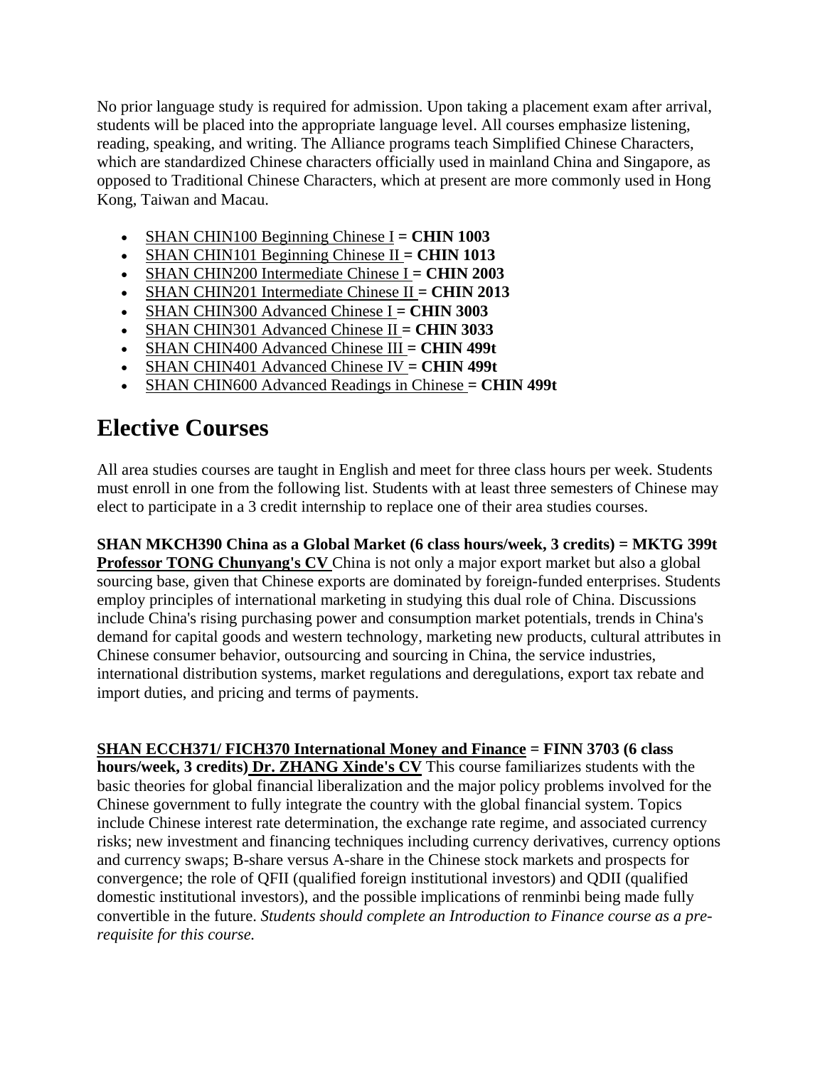No prior language study is required for admission. Upon taking a placement exam after arrival, students will be placed into the appropriate language level. All courses emphasize listening, reading, speaking, and writing. The Alliance programs teach Simplified Chinese Characters, which are standardized Chinese characters officially used in mainland China and Singapore, as opposed to Traditional Chinese Characters, which at present are more commonly used in Hong Kong, Taiwan and Macau.

- SHAN CHIN100 Beginning Chinese I **= CHIN 1003**
- SHAN CHIN101 Beginning Chinese II **= CHIN 1013**
- SHAN CHIN200 Intermediate Chinese I **= CHIN 2003**
- SHAN CHIN201 Intermediate Chinese II **= CHIN 2013**
- SHAN CHIN300 Advanced Chinese I **= CHIN 3003**
- SHAN CHIN301 Advanced Chinese II **= CHIN 3033**
- SHAN CHIN400 Advanced Chinese III **= CHIN 499t**
- SHAN CHIN401 Advanced Chinese IV **= CHIN 499t**
- SHAN CHIN600 Advanced Readings in Chinese **= CHIN 499t**

# Elective Courses

All area studies courses are taught in English and meet for three class hours per week. Students must enroll in one from the following list. Students with at least three semesters of Chinese may elect to participate in a 3 credit internship to replace one of their area studies courses.

**SHAN MKCH390 China as a Global Market (6 class hours/week, 3 credits) = MKTG 399t**
**Professor TONG Chunyang's CV** China is not only a major export market but also a global sourcing base, given that Chinese exports are dominated by foreign-funded enterprises. Students employ principles of international marketing in studying this dual role of China. Discussions include China's rising purchasing power and consumption market potentials, trends in China's demand for capital goods and western technology, marketing new products, cultural attributes in Chinese consumer behavior, outsourcing and sourcing in China, the service industries, international distribution systems, market regulations and deregulations, export tax rebate and import duties, and pricing and terms of payments.

**SHAN ECCH371/ FICH370 International Money and Finance = FINN 3703 (6 class hours/week, 3 credits) Dr. ZHANG Xinde's CV** This course familiarizes students with the basic theories for global financial liberalization and the major policy problems involved for the Chinese government to fully integrate the country with the global financial system. Topics include Chinese interest rate determination, the exchange rate regime, and associated currency risks; new investment and financing techniques including currency derivatives, currency options and currency swaps; B-share versus A-share in the Chinese stock markets and prospects for convergence; the role of QFII (qualified foreign institutional investors) and QDII (qualified domestic institutional investors), and the possible implications of renminbi being made fully convertible in the future. *Students should complete an Introduction to Finance course as a pre-requisite for this course.*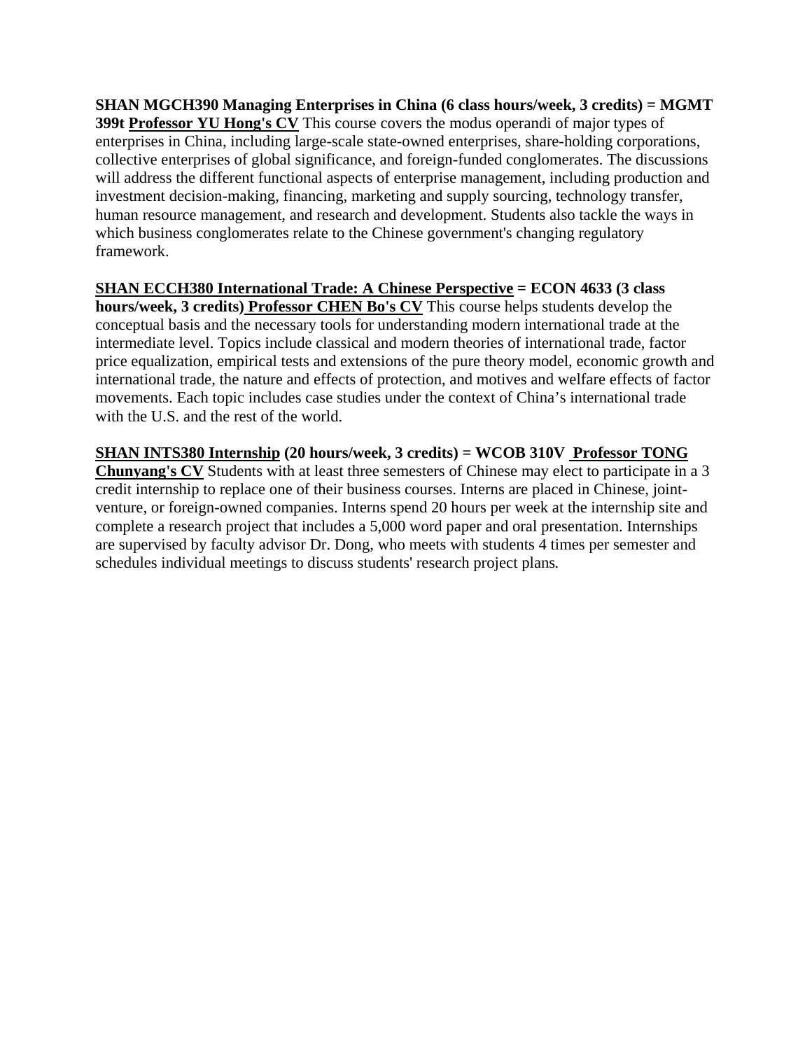**SHAN MGCH390 Managing Enterprises in China (6 class hours/week, 3 credits) = MGMT 399t** **Professor YU Hong's CV** This course covers the modus operandi of major types of enterprises in China, including large-scale state-owned enterprises, share-holding corporations, collective enterprises of global significance, and foreign-funded conglomerates. The discussions will address the different functional aspects of enterprise management, including production and investment decision-making, financing, marketing and supply sourcing, technology transfer, human resource management, and research and development. Students also tackle the ways in which business conglomerates relate to the Chinese government's changing regulatory framework.

**SHAN ECCH380 International Trade: A Chinese Perspective = ECON 4633 (3 class hours/week, 3 credits)** **Professor CHEN Bo's CV** This course helps students develop the conceptual basis and the necessary tools for understanding modern international trade at the intermediate level. Topics include classical and modern theories of international trade, factor price equalization, empirical tests and extensions of the pure theory model, economic growth and international trade, the nature and effects of protection, and motives and welfare effects of factor movements. Each topic includes case studies under the context of China's international trade with the U.S. and the rest of the world.

**SHAN INTS380 Internship (20 hours/week, 3 credits) = WCOB 310V** **Professor TONG Chunyang's CV** Students with at least three semesters of Chinese may elect to participate in a 3 credit internship to replace one of their business courses. Interns are placed in Chinese, joint-venture, or foreign-owned companies. Interns spend 20 hours per week at the internship site and complete a research project that includes a 5,000 word paper and oral presentation. Internships are supervised by faculty advisor Dr. Dong, who meets with students 4 times per semester and schedules individual meetings to discuss students' research project plans.